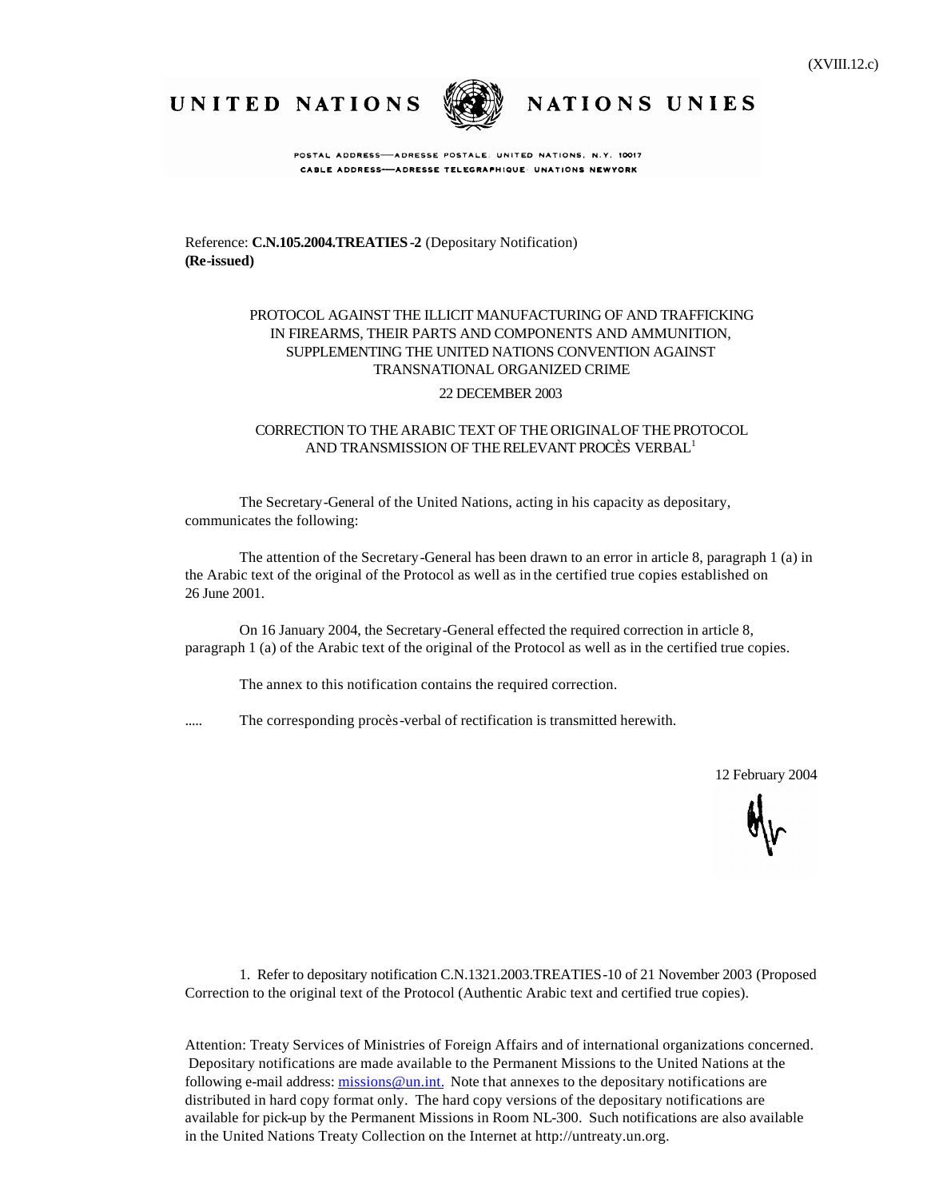(XVIII.12.c)

UNITED NATIONS NATIONS UNIES

POSTAL ADDRESS—ADRESSE POSTALE: UNITED NATIONS, N.Y. 10017
CABLE ADDRESS—ADRESSE TELEGRAPHIQUE: UNATIONS NEWYORK

Reference: **C.N.105.2004.TREATIES-2** (Depositary Notification)
**(Re-issued)**

PROTOCOL AGAINST THE ILLICIT MANUFACTURING OF AND TRAFFICKING IN FIREARMS, THEIR PARTS AND COMPONENTS AND AMMUNITION, SUPPLEMENTING THE UNITED NATIONS CONVENTION AGAINST TRANSNATIONAL ORGANIZED CRIME

22 DECEMBER 2003

CORRECTION TO THE ARABIC TEXT OF THE ORIGINAL OF THE PROTOCOL AND TRANSMISSION OF THE RELEVANT PROCÈS VERBAL[1]

The Secretary-General of the United Nations, acting in his capacity as depositary, communicates the following:

The attention of the Secretary-General has been drawn to an error in article 8, paragraph 1 (a) in the Arabic text of the original of the Protocol as well as in the certified true copies established on 26 June 2001.

On 16 January 2004, the Secretary-General effected the required correction in article 8, paragraph 1 (a) of the Arabic text of the original of the Protocol as well as in the certified true copies.

The annex to this notification contains the required correction.

..... The corresponding procès-verbal of rectification is transmitted herewith.

12 February 2004

1. Refer to depositary notification C.N.1321.2003.TREATIES-10 of 21 November 2003 (Proposed Correction to the original text of the Protocol (Authentic Arabic text and certified true copies).

Attention: Treaty Services of Ministries of Foreign Affairs and of international organizations concerned. Depositary notifications are made available to the Permanent Missions to the United Nations at the following e-mail address: missions@un.int. Note that annexes to the depositary notifications are distributed in hard copy format only. The hard copy versions of the depositary notifications are available for pick-up by the Permanent Missions in Room NL-300. Such notifications are also available in the United Nations Treaty Collection on the Internet at http://untreaty.un.org.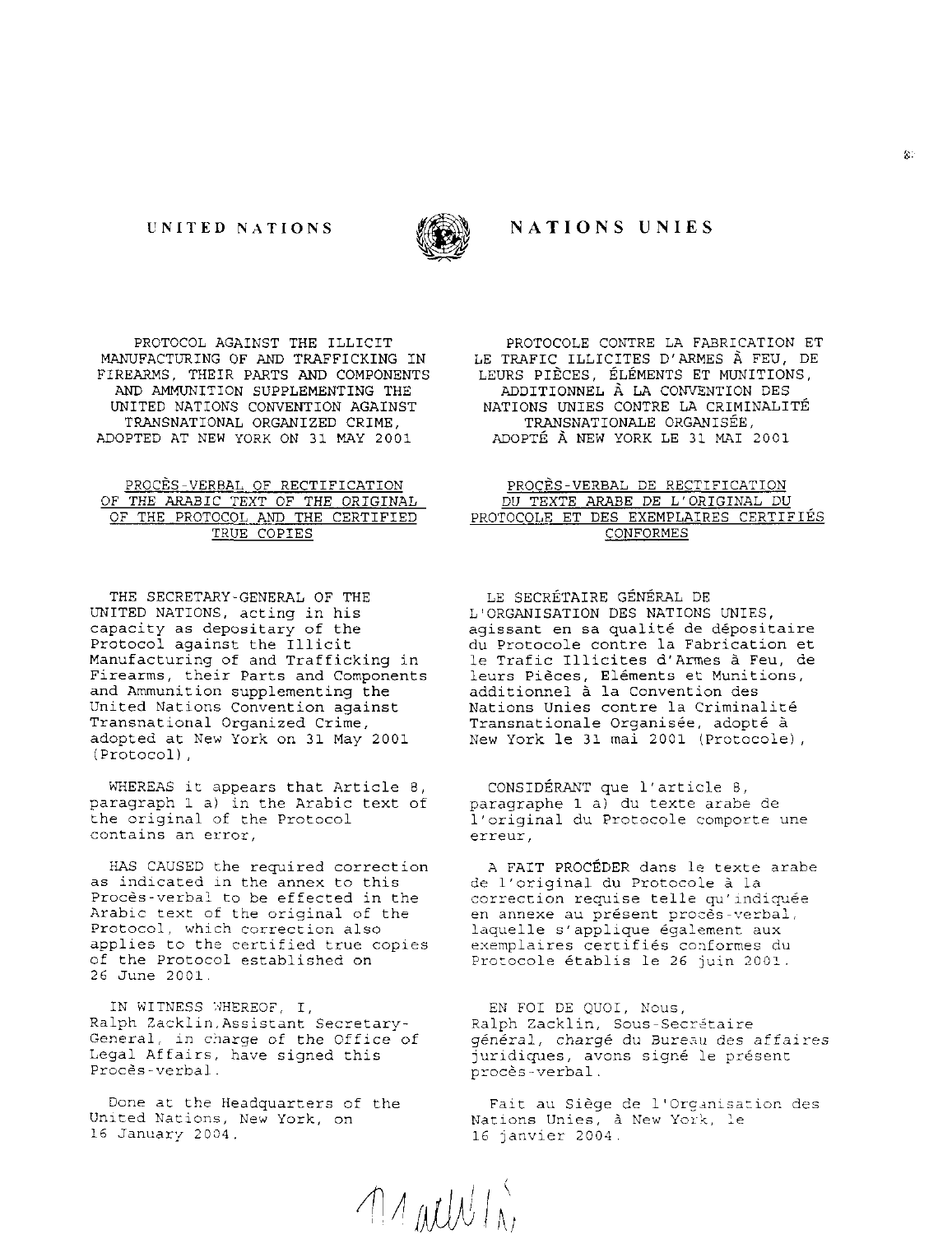UNITED NATIONS — NATIONS UNIES

PROTOCOL AGAINST THE ILLICIT MANUFACTURING OF AND TRAFFICKING IN FIREARMS, THEIR PARTS AND COMPONENTS AND AMMUNITION SUPPLEMENTING THE UNITED NATIONS CONVENTION AGAINST TRANSNATIONAL ORGANIZED CRIME, ADOPTED AT NEW YORK ON 31 MAY 2001

PROCÈS-VERBAL OF RECTIFICATION OF THE ARABIC TEXT OF THE ORIGINAL OF THE PROTOCOL AND THE CERTIFIED TRUE COPIES

THE SECRETARY-GENERAL OF THE UNITED NATIONS, acting in his capacity as depositary of the Protocol against the Illicit Manufacturing of and Trafficking in Firearms, their Parts and Components and Ammunition supplementing the United Nations Convention against Transnational Organized Crime, adopted at New York on 31 May 2001 (Protocol),

WHEREAS it appears that Article 8, paragraph 1 a) in the Arabic text of the original of the Protocol contains an error,

HAS CAUSED the required correction as indicated in the annex to this Procès-verbal to be effected in the Arabic text of the original of the Protocol, which correction also applies to the certified true copies of the Protocol established on 26 June 2001.

IN WITNESS WHEREOF, I, Ralph Zacklin, Assistant Secretary-General, in charge of the Office of Legal Affairs, have signed this Procès-verbal.

Done at the Headquarters of the United Nations, New York, on 16 January 2004.

PROTOCOLE CONTRE LA FABRICATION ET LE TRAFIC ILLICITES D'ARMES À FEU, DE LEURS PIÈCES, ÉLÉMENTS ET MUNITIONS, ADDITIONNEL À LA CONVENTION DES NATIONS UNIES CONTRE LA CRIMINALITÉ TRANSNATIONALE ORGANISÉE, ADOPTÉ À NEW YORK LE 31 MAI 2001

PROCÈS-VERBAL DE RECTIFICATION DU TEXTE ARABE DE L'ORIGINAL DU PROTOCOLE ET DES EXEMPLAIRES CERTIFIÉS CONFORMES

LE SECRÉTAIRE GÉNÉRAL DE L'ORGANISATION DES NATIONS UNIES, agissant en sa qualité de dépositaire du Protocole contre la Fabrication et le Trafic Illicites d'Armes à Feu, de leurs Pièces, Eléments et Munitions, additionnel à la Convention des Nations Unies contre la Criminalité Transnationale Organisée, adopté à New York le 31 mai 2001 (Protocole),

CONSIDÉRANT que l'article 8, paragraphe 1 a) du texte arabe de l'original du Protocole comporte une erreur,

A FAIT PROCÉDER dans le texte arabe de l'original du Protocole à la correction requise telle qu'indiquée en annexe au présent procès-verbal, laquelle s'applique également aux exemplaires certifiés conformes du Protocole établis le 26 juin 2001.

EN FOI DE QUOI, Nous, Ralph Zacklin, Sous-Secrétaire général, chargé du Bureau des affaires juridiques, avons signé le présent procès-verbal.

Fait au Siège de l'Organisation des Nations Unies, à New York, le 16 janvier 2004.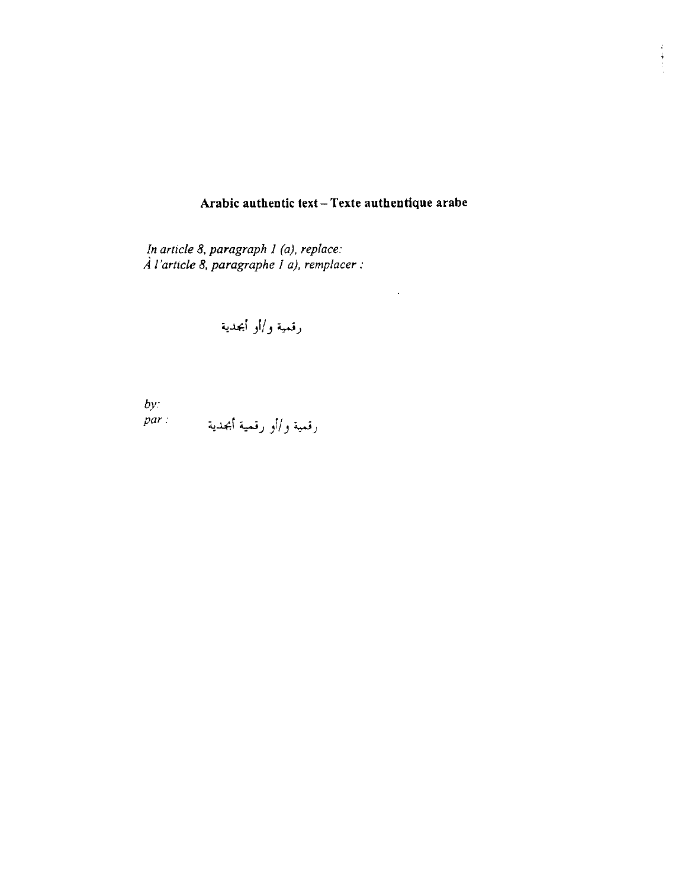**Arabic authentic text – Texte authentique arabe**

*In article 8, paragraph 1 (a), replace:*
*À l'article 8, paragraphe 1 a), remplacer :*

رقمية و/أو أبجدية

*by:*
*par :* رقمية و/أو رقمية أبجدية